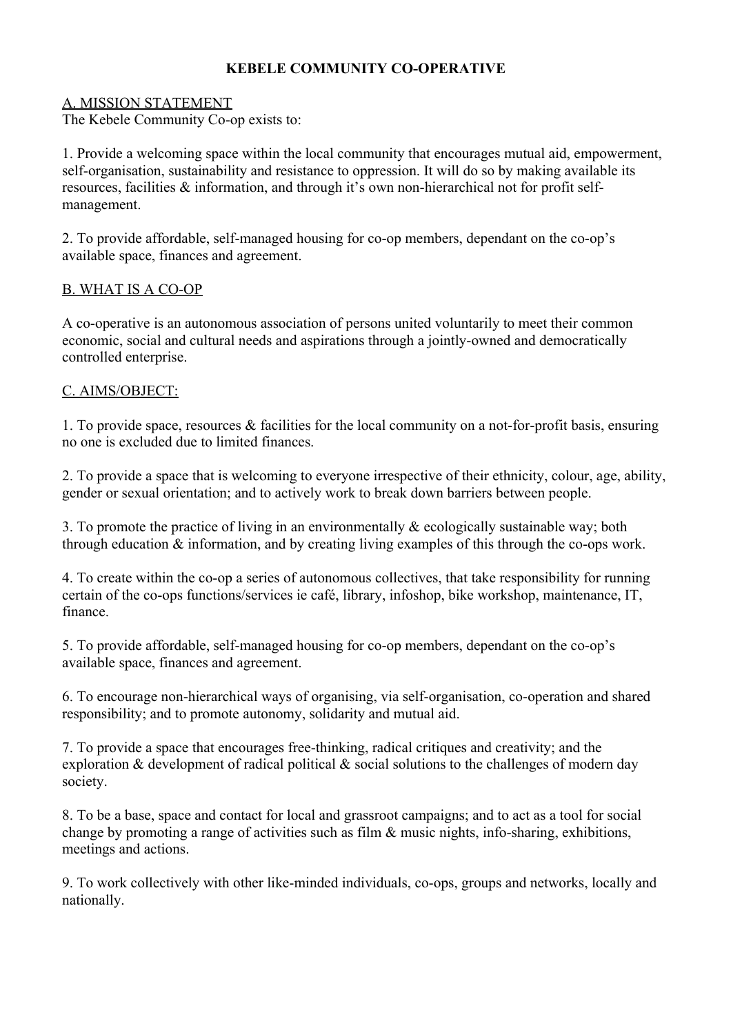# KEBELE COMMUNITY CO-OPERATIVE

## A. MISSION STATEMENT

The Kebele Community Co-op exists to:

1. Provide a welcoming space within the local community that encourages mutual aid, empowerment, self-organisation, sustainability and resistance to oppression. It will do so by making available its resources, facilities & information, and through it's own non-hierarchical not for profit self-management.

2. To provide affordable, self-managed housing for co-op members, dependant on the co-op's available space, finances and agreement.

## B. WHAT IS A CO-OP

A co-operative is an autonomous association of persons united voluntarily to meet their common economic, social and cultural needs and aspirations through a jointly-owned and democratically controlled enterprise.

## C. AIMS/OBJECT:

1. To provide space, resources & facilities for the local community on a not-for-profit basis, ensuring no one is excluded due to limited finances.

2. To provide a space that is welcoming to everyone irrespective of their ethnicity, colour, age, ability, gender or sexual orientation; and to actively work to break down barriers between people.

3. To promote the practice of living in an environmentally & ecologically sustainable way; both through education & information, and by creating living examples of this through the co-ops work.

4. To create within the co-op a series of autonomous collectives, that take responsibility for running certain of the co-ops functions/services ie café, library, infoshop, bike workshop, maintenance, IT, finance.

5. To provide affordable, self-managed housing for co-op members, dependant on the co-op's available space, finances and agreement.

6. To encourage non-hierarchical ways of organising, via self-organisation, co-operation and shared responsibility; and to promote autonomy, solidarity and mutual aid.

7. To provide a space that encourages free-thinking, radical critiques and creativity; and the exploration & development of radical political & social solutions to the challenges of modern day society.

8. To be a base, space and contact for local and grassroot campaigns; and to act as a tool for social change by promoting a range of activities such as film & music nights, info-sharing, exhibitions, meetings and actions.

9. To work collectively with other like-minded individuals, co-ops, groups and networks, locally and nationally.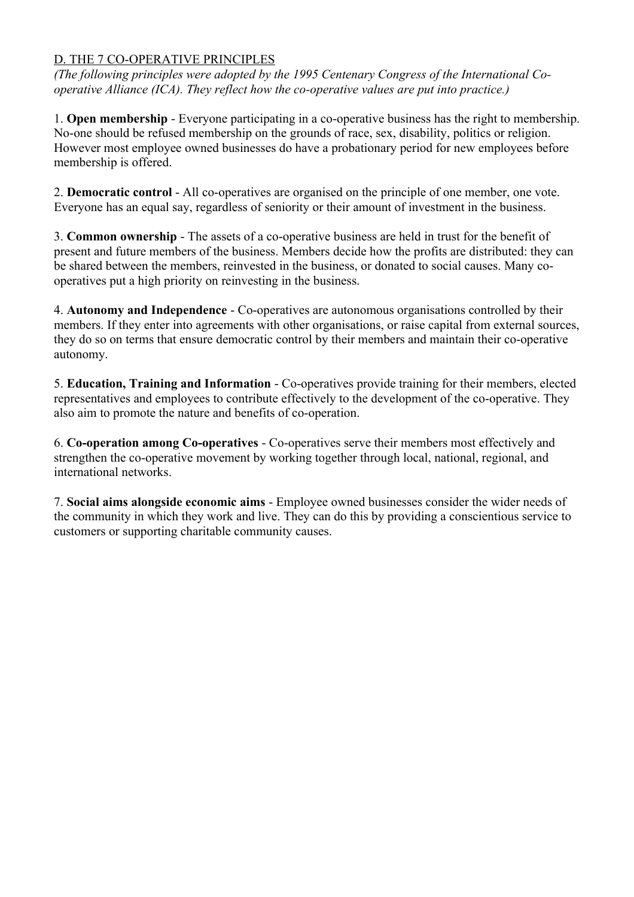## D. THE 7 CO-OPERATIVE PRINCIPLES

*(The following principles were adopted by the 1995 Centenary Congress of the International Co-operative Alliance (ICA). They reflect how the co-operative values are put into practice.)*

1. **Open membership** - Everyone participating in a co-operative business has the right to membership. No-one should be refused membership on the grounds of race, sex, disability, politics or religion. However most employee owned businesses do have a probationary period for new employees before membership is offered.

2. **Democratic control** - All co-operatives are organised on the principle of one member, one vote. Everyone has an equal say, regardless of seniority or their amount of investment in the business.

3. **Common ownership** - The assets of a co-operative business are held in trust for the benefit of present and future members of the business. Members decide how the profits are distributed: they can be shared between the members, reinvested in the business, or donated to social causes. Many co-operatives put a high priority on reinvesting in the business.

4. **Autonomy and Independence** - Co-operatives are autonomous organisations controlled by their members. If they enter into agreements with other organisations, or raise capital from external sources, they do so on terms that ensure democratic control by their members and maintain their co-operative autonomy.

5. **Education, Training and Information** - Co-operatives provide training for their members, elected representatives and employees to contribute effectively to the development of the co-operative. They also aim to promote the nature and benefits of co-operation.

6. **Co-operation among Co-operatives** - Co-operatives serve their members most effectively and strengthen the co-operative movement by working together through local, national, regional, and international networks.

7. **Social aims alongside economic aims** - Employee owned businesses consider the wider needs of the community in which they work and live. They can do this by providing a conscientious service to customers or supporting charitable community causes.